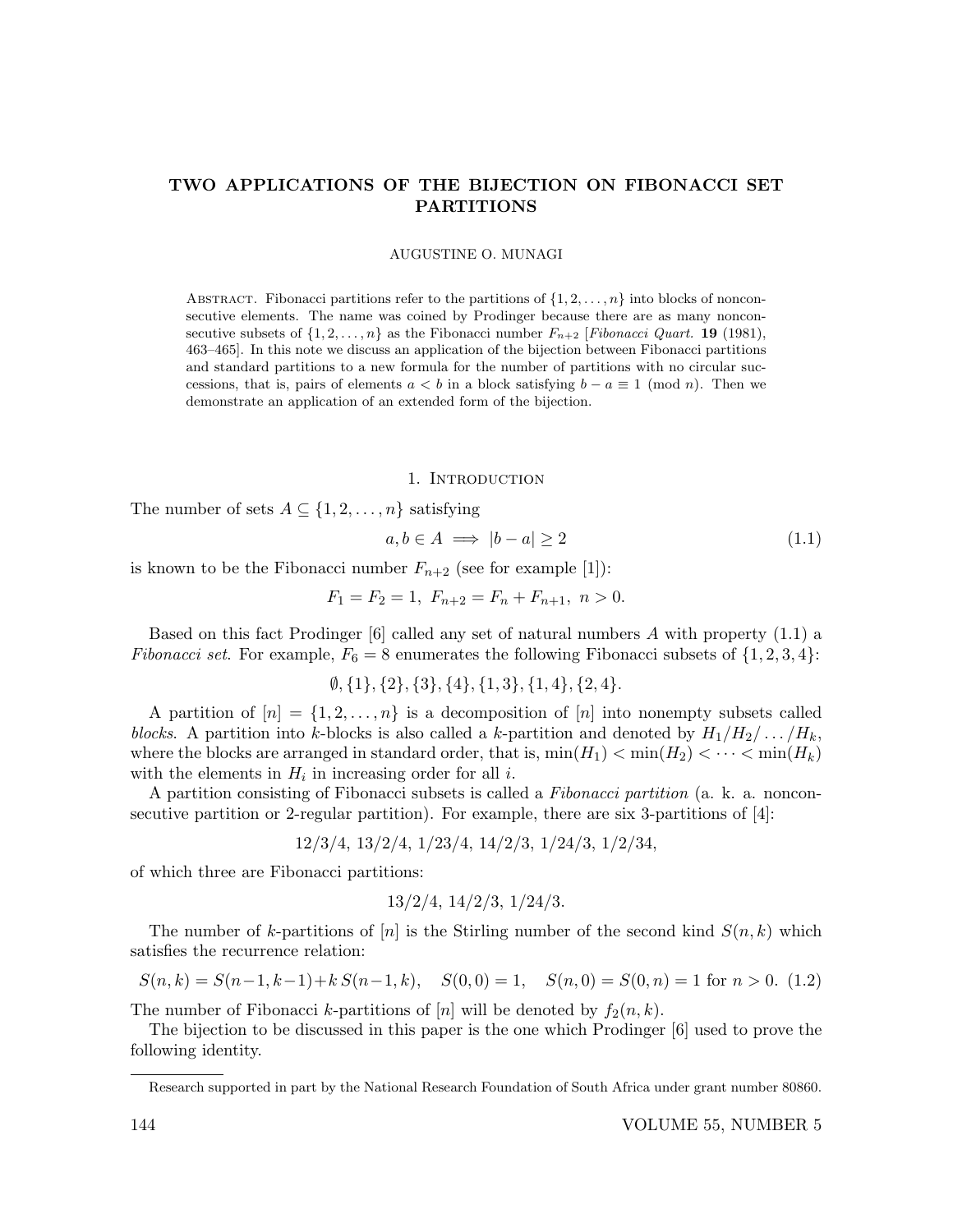# TWO APPLICATIONS OF THE BIJECTION ON FIBONACCI SET PARTITIONS

AUGUSTINE O. MUNAGI

Abstract. Fibonacci partitions refer to the partitions of $\{1, 2, \ldots, n\}$ into blocks of nonconsecutive elements. The name was coined by Prodinger because there are as many nonconsecutive subsets of $\{1, 2, \ldots, n\}$ as the Fibonacci number $F_{n+2}$ [*Fibonacci Quart.* **19** (1981), 463–465]. In this note we discuss an application of the bijection between Fibonacci partitions and standard partitions to a new formula for the number of partitions with no circular successions, that is, pairs of elements $a < b$ in a block satisfying $b - a \equiv 1 \pmod{n}$. Then we demonstrate an application of an extended form of the bijection.

## 1. Introduction

The number of sets $A \subseteq \{1, 2, \ldots, n\}$ satisfying

$$a, b \in A \implies |b - a| \geq 2 \tag{1.1}$$

is known to be the Fibonacci number $F_{n+2}$ (see for example [1]):

$$F_1 = F_2 = 1,\ F_{n+2} = F_n + F_{n+1},\ n > 0.$$

Based on this fact Prodinger [6] called any set of natural numbers $A$ with property (1.1) a *Fibonacci set*. For example, $F_6 = 8$ enumerates the following Fibonacci subsets of $\{1, 2, 3, 4\}$:

$$\emptyset, \{1\}, \{2\}, \{3\}, \{4\}, \{1, 3\}, \{1, 4\}, \{2, 4\}.$$

A partition of $[n] = \{1, 2, \ldots, n\}$ is a decomposition of $[n]$ into nonempty subsets called *blocks*. A partition into $k$-blocks is also called a $k$-partition and denoted by $H_1/H_2/\ldots/H_k$, where the blocks are arranged in standard order, that is, $\min(H_1) < \min(H_2) < \cdots < \min(H_k)$ with the elements in $H_i$ in increasing order for all $i$.

A partition consisting of Fibonacci subsets is called a *Fibonacci partition* (a. k. a. nonconsecutive partition or 2-regular partition). For example, there are six 3-partitions of [4]:

$$12/3/4,\ 13/2/4,\ 1/23/4,\ 14/2/3,\ 1/24/3,\ 1/2/34,$$

of which three are Fibonacci partitions:

$$13/2/4,\ 14/2/3,\ 1/24/3.$$

The number of $k$-partitions of $[n]$ is the Stirling number of the second kind $S(n, k)$ which satisfies the recurrence relation:

$$S(n, k) = S(n-1, k-1) + k\, S(n-1, k), \quad S(0, 0) = 1, \quad S(n, 0) = S(0, n) = 1 \text{ for } n > 0. \tag{1.2}$$

The number of Fibonacci $k$-partitions of $[n]$ will be denoted by $f_2(n, k)$.

The bijection to be discussed in this paper is the one which Prodinger [6] used to prove the following identity.

Research supported in part by the National Research Foundation of South Africa under grant number 80860.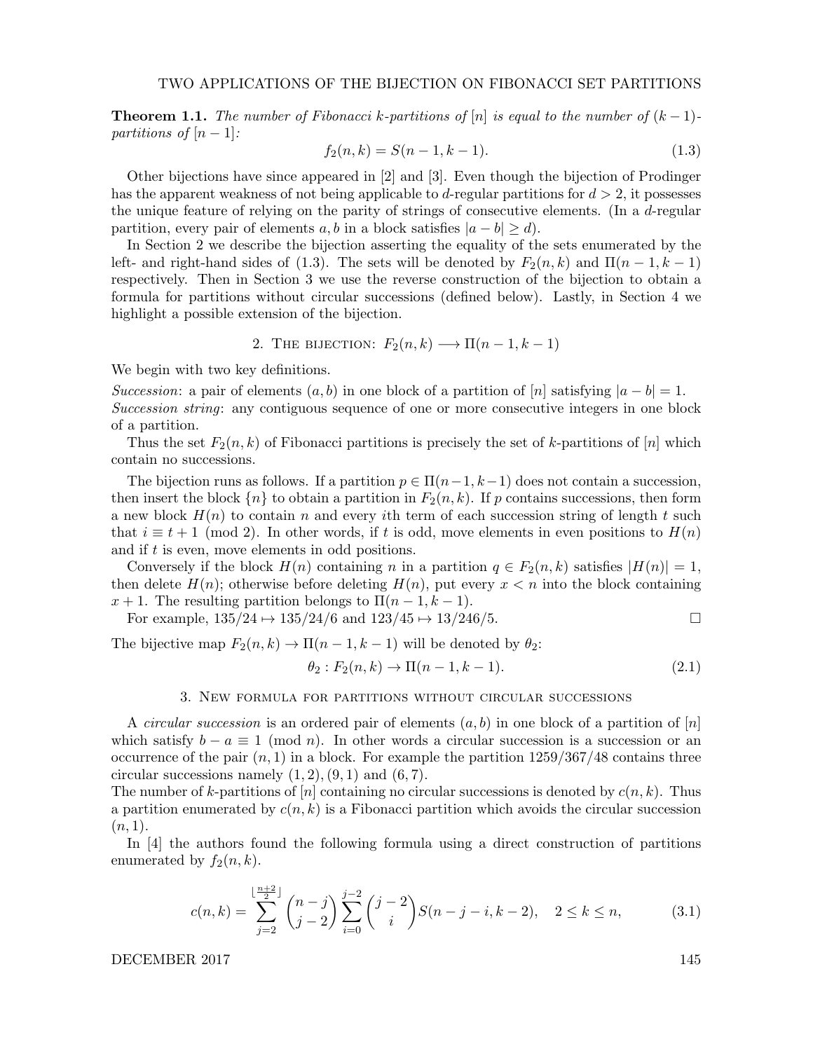**Theorem 1.1.** *The number of Fibonacci $k$-partitions of $[n]$ is equal to the number of $(k-1)$-partitions of $[n-1]$:*

$$f_2(n,k) = S(n-1, k-1). \tag{1.3}$$

Other bijections have since appeared in [2] and [3]. Even though the bijection of Prodinger has the apparent weakness of not being applicable to $d$-regular partitions for $d > 2$, it possesses the unique feature of relying on the parity of strings of consecutive elements. (In a $d$-regular partition, every pair of elements $a, b$ in a block satisfies $|a - b| \geq d$).

In Section 2 we describe the bijection asserting the equality of the sets enumerated by the left- and right-hand sides of (1.3). The sets will be denoted by $F_2(n,k)$ and $\Pi(n-1, k-1)$ respectively. Then in Section 3 we use the reverse construction of the bijection to obtain a formula for partitions without circular successions (defined below). Lastly, in Section 4 we highlight a possible extension of the bijection.

## 2. The bijection: $F_2(n,k) \longrightarrow \Pi(n-1, k-1)$

We begin with two key definitions.

*Succession*: a pair of elements $(a, b)$ in one block of a partition of $[n]$ satisfying $|a - b| = 1$.
*Succession string*: any contiguous sequence of one or more consecutive integers in one block of a partition.

Thus the set $F_2(n,k)$ of Fibonacci partitions is precisely the set of $k$-partitions of $[n]$ which contain no successions.

The bijection runs as follows. If a partition $p \in \Pi(n-1, k-1)$ does not contain a succession, then insert the block $\{n\}$ to obtain a partition in $F_2(n,k)$. If $p$ contains successions, then form a new block $H(n)$ to contain $n$ and every $i$th term of each succession string of length $t$ such that $i \equiv t + 1 \pmod 2$. In other words, if $t$ is odd, move elements in even positions to $H(n)$ and if $t$ is even, move elements in odd positions.

Conversely if the block $H(n)$ containing $n$ in a partition $q \in F_2(n,k)$ satisfies $|H(n)| = 1$, then delete $H(n)$; otherwise before deleting $H(n)$, put every $x < n$ into the block containing $x + 1$. The resulting partition belongs to $\Pi(n-1, k-1)$.

For example, $135/24 \mapsto 135/24/6$ and $123/45 \mapsto 13/246/5$. $\square$

The bijective map $F_2(n,k) \to \Pi(n-1, k-1)$ will be denoted by $\theta_2$:

$$\theta_2 : F_2(n,k) \to \Pi(n-1, k-1). \tag{2.1}$$

## 3. New formula for partitions without circular successions

A *circular succession* is an ordered pair of elements $(a, b)$ in one block of a partition of $[n]$ which satisfy $b - a \equiv 1 \pmod n$. In other words a circular succession is a succession or an occurrence of the pair $(n, 1)$ in a block. For example the partition $1259/367/48$ contains three circular successions namely $(1, 2), (9, 1)$ and $(6, 7)$.

The number of $k$-partitions of $[n]$ containing no circular successions is denoted by $c(n,k)$. Thus a partition enumerated by $c(n,k)$ is a Fibonacci partition which avoids the circular succession $(n, 1)$.

In [4] the authors found the following formula using a direct construction of partitions enumerated by $f_2(n,k)$.

$$c(n,k) = \sum_{j=2}^{\lfloor \frac{n+2}{2} \rfloor} \binom{n-j}{j-2} \sum_{i=0}^{j-2} \binom{j-2}{i} S(n-j-i, k-2), \quad 2 \leq k \leq n, \tag{3.1}$$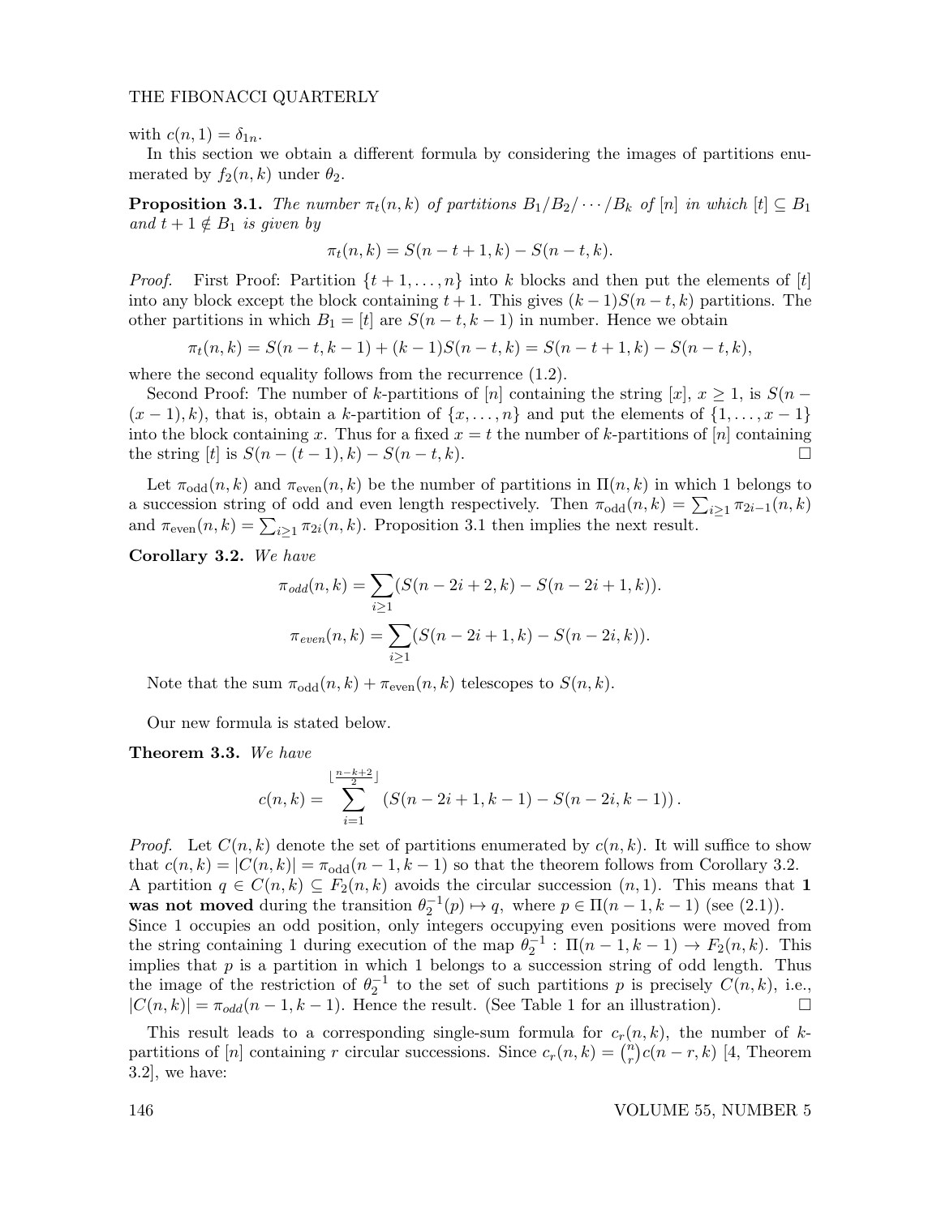with $c(n, 1) = \delta_{1n}$.

In this section we obtain a different formula by considering the images of partitions enumerated by $f_2(n, k)$ under $\theta_2$.

**Proposition 3.1.** *The number $\pi_t(n, k)$ of partitions $B_1/B_2/\cdots/B_k$ of $[n]$ in which $[t] \subseteq B_1$ and $t + 1 \notin B_1$ is given by*

$$\pi_t(n, k) = S(n - t + 1, k) - S(n - t, k).$$

*Proof.* First Proof: Partition $\{t + 1, \ldots, n\}$ into $k$ blocks and then put the elements of $[t]$ into any block except the block containing $t + 1$. This gives $(k - 1)S(n - t, k)$ partitions. The other partitions in which $B_1 = [t]$ are $S(n - t, k - 1)$ in number. Hence we obtain

$$\pi_t(n, k) = S(n - t, k - 1) + (k - 1)S(n - t, k) = S(n - t + 1, k) - S(n - t, k),$$

where the second equality follows from the recurrence (1.2).

Second Proof: The number of $k$-partitions of $[n]$ containing the string $[x]$, $x \geq 1$, is $S(n - (x - 1), k)$, that is, obtain a $k$-partition of $\{x, \ldots, n\}$ and put the elements of $\{1, \ldots, x - 1\}$ into the block containing $x$. Thus for a fixed $x = t$ the number of $k$-partitions of $[n]$ containing the string $[t]$ is $S(n - (t - 1), k) - S(n - t, k)$. □

Let $\pi_{\text{odd}}(n, k)$ and $\pi_{\text{even}}(n, k)$ be the number of partitions in $\Pi(n, k)$ in which 1 belongs to a succession string of odd and even length respectively. Then $\pi_{\text{odd}}(n, k) = \sum_{i \geq 1} \pi_{2i-1}(n, k)$ and $\pi_{\text{even}}(n, k) = \sum_{i \geq 1} \pi_{2i}(n, k)$. Proposition 3.1 then implies the next result.

**Corollary 3.2.** *We have*

$$\pi_{odd}(n, k) = \sum_{i \geq 1} (S(n - 2i + 2, k) - S(n - 2i + 1, k)).$$

$$\pi_{even}(n, k) = \sum_{i \geq 1} (S(n - 2i + 1, k) - S(n - 2i, k)).$$

Note that the sum $\pi_{\text{odd}}(n, k) + \pi_{\text{even}}(n, k)$ telescopes to $S(n, k)$.

Our new formula is stated below.

**Theorem 3.3.** *We have*

$$c(n, k) = \sum_{i=1}^{\lfloor \frac{n-k+2}{2} \rfloor} \left( S(n - 2i + 1, k - 1) - S(n - 2i, k - 1) \right).$$

*Proof.* Let $C(n, k)$ denote the set of partitions enumerated by $c(n, k)$. It will suffice to show that $c(n, k) = |C(n, k)| = \pi_{\text{odd}}(n - 1, k - 1)$ so that the theorem follows from Corollary 3.2. A partition $q \in C(n, k) \subseteq F_2(n, k)$ avoids the circular succession $(n, 1)$. This means that **1 was not moved** during the transition $\theta_2^{-1}(p) \mapsto q$, where $p \in \Pi(n - 1, k - 1)$ (see (2.1)). Since 1 occupies an odd position, only integers occupying even positions were moved from the string containing 1 during execution of the map $\theta_2^{-1} : \Pi(n - 1, k - 1) \to F_2(n, k)$. This implies that $p$ is a partition in which 1 belongs to a succession string of odd length. Thus the image of the restriction of $\theta_2^{-1}$ to the set of such partitions $p$ is precisely $C(n, k)$, i.e., $|C(n, k)| = \pi_{odd}(n - 1, k - 1)$. Hence the result. (See Table 1 for an illustration). □

This result leads to a corresponding single-sum formula for $c_r(n, k)$, the number of $k$-partitions of $[n]$ containing $r$ circular successions. Since $c_r(n, k) = \binom{n}{r} c(n - r, k)$ [4, Theorem 3.2], we have: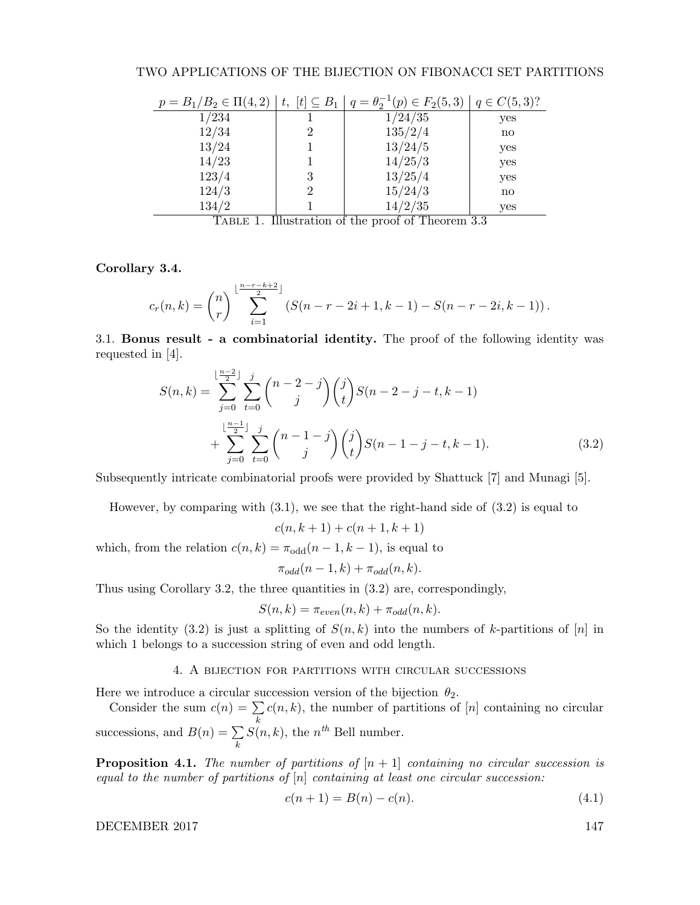| $p = B_1/B_2 \in \Pi(4,2)$ | $t,\ [t] \subseteq B_1$ | $q = \theta_2^{-1}(p) \in F_2(5,3)$ | $q \in C(5,3)$? |
|---|---|---|---|
| 1/234 | 1 | 1/24/35 | yes |
| 12/34 | 2 | 135/2/4 | no |
| 13/24 | 1 | 13/24/5 | yes |
| 14/23 | 1 | 14/25/3 | yes |
| 123/4 | 3 | 13/25/4 | yes |
| 124/3 | 2 | 15/24/3 | no |
| 134/2 | 1 | 14/2/35 | yes |

Table 1. Illustration of the proof of Theorem 3.3

**Corollary 3.4.**

$$c_r(n,k) = \binom{n}{r} \sum_{i=1}^{\lfloor \frac{n-r-k+2}{2} \rfloor} \left( S(n-r-2i+1, k-1) - S(n-r-2i, k-1) \right).$$

3.1. **Bonus result - a combinatorial identity.** The proof of the following identity was requested in [4].

$$S(n,k) = \sum_{j=0}^{\lfloor \frac{n-2}{2} \rfloor} \sum_{t=0}^{j} \binom{n-2-j}{j}\binom{j}{t} S(n-2-j-t, k-1) + \sum_{j=0}^{\lfloor \frac{n-1}{2} \rfloor} \sum_{t=0}^{j} \binom{n-1-j}{j}\binom{j}{t} S(n-1-j-t, k-1). \tag{3.2}$$

Subsequently intricate combinatorial proofs were provided by Shattuck [7] and Munagi [5].

However, by comparing with (3.1), we see that the right-hand side of (3.2) is equal to

$$c(n, k+1) + c(n+1, k+1)$$

which, from the relation $c(n,k) = \pi_{\text{odd}}(n-1, k-1)$, is equal to

$$\pi_{odd}(n-1, k) + \pi_{odd}(n, k).$$

Thus using Corollary 3.2, the three quantities in (3.2) are, correspondingly,

$$S(n,k) = \pi_{even}(n,k) + \pi_{odd}(n,k).$$

So the identity (3.2) is just a splitting of $S(n,k)$ into the numbers of $k$-partitions of $[n]$ in which 1 belongs to a succession string of even and odd length.

## 4. A bijection for partitions with circular successions

Here we introduce a circular succession version of the bijection $\theta_2$.

Consider the sum $c(n) = \sum_k c(n,k)$, the number of partitions of $[n]$ containing no circular successions, and $B(n) = \sum_k S(n,k)$, the $n^{th}$ Bell number.

**Proposition 4.1.** *The number of partitions of $[n+1]$ containing no circular succession is equal to the number of partitions of $[n]$ containing at least one circular succession:*

$$c(n+1) = B(n) - c(n). \tag{4.1}$$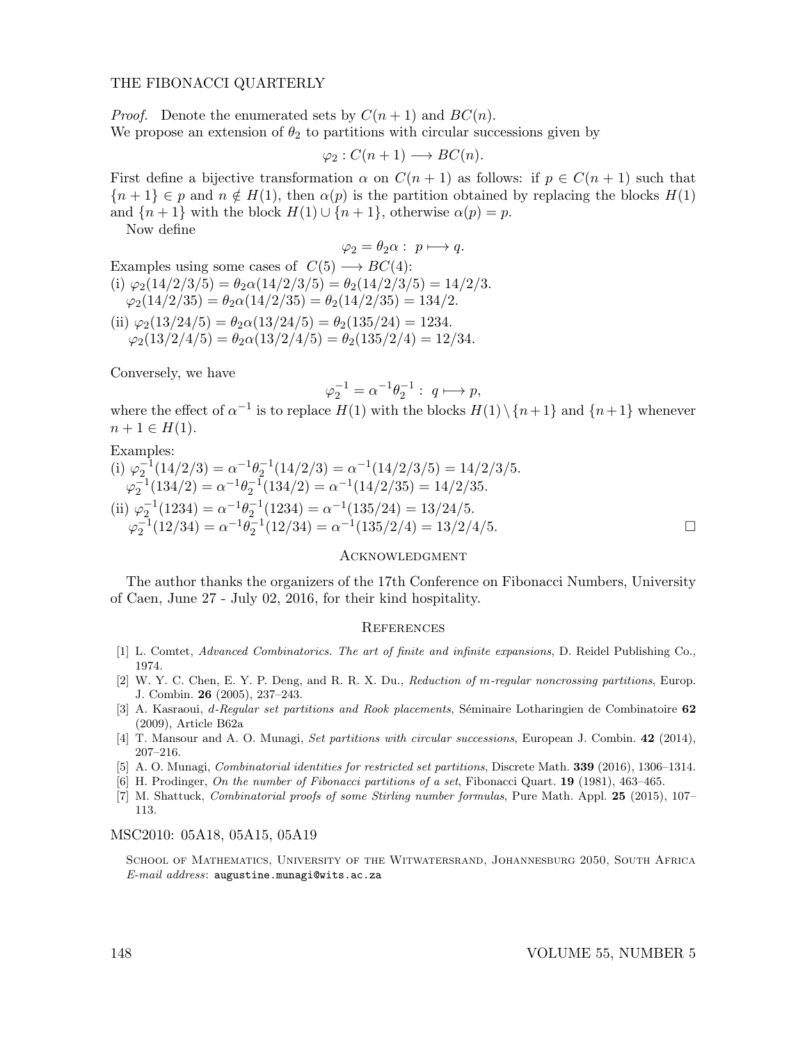*Proof.* Denote the enumerated sets by $C(n+1)$ and $BC(n)$.
We propose an extension of $\theta_2$ to partitions with circular successions given by

$$\varphi_2 : C(n+1) \longrightarrow BC(n).$$

First define a bijective transformation $\alpha$ on $C(n+1)$ as follows: if $p \in C(n+1)$ such that $\{n+1\} \in p$ and $n \notin H(1)$, then $\alpha(p)$ is the partition obtained by replacing the blocks $H(1)$ and $\{n+1\}$ with the block $H(1) \cup \{n+1\}$, otherwise $\alpha(p) = p$.

Now define

$$\varphi_2 = \theta_2 \alpha : \ p \longmapsto q.$$

Examples using some cases of $C(5) \longrightarrow BC(4)$:

(i) $\varphi_2(14/2/3/5) = \theta_2\alpha(14/2/3/5) = \theta_2(14/2/3/5) = 14/2/3.$
$\varphi_2(14/2/35) = \theta_2\alpha(14/2/35) = \theta_2(14/2/35) = 134/2.$

(ii) $\varphi_2(13/24/5) = \theta_2\alpha(13/24/5) = \theta_2(135/24) = 1234.$
$\varphi_2(13/2/4/5) = \theta_2\alpha(13/2/4/5) = \theta_2(135/2/4) = 12/34.$

Conversely, we have

$$\varphi_2^{-1} = \alpha^{-1}\theta_2^{-1} : \ q \longmapsto p,$$

where the effect of $\alpha^{-1}$ is to replace $H(1)$ with the blocks $H(1) \setminus \{n+1\}$ and $\{n+1\}$ whenever $n+1 \in H(1)$.

Examples:

(i) $\varphi_2^{-1}(14/2/3) = \alpha^{-1}\theta_2^{-1}(14/2/3) = \alpha^{-1}(14/2/3/5) = 14/2/3/5.$
$\varphi_2^{-1}(134/2) = \alpha^{-1}\theta_2^{-1}(134/2) = \alpha^{-1}(14/2/35) = 14/2/35.$

(ii) $\varphi_2^{-1}(1234) = \alpha^{-1}\theta_2^{-1}(1234) = \alpha^{-1}(135/24) = 13/24/5.$
$\varphi_2^{-1}(12/34) = \alpha^{-1}\theta_2^{-1}(12/34) = \alpha^{-1}(135/2/4) = 13/2/4/5.$ □

## Acknowledgment

The author thanks the organizers of the 17th Conference on Fibonacci Numbers, University of Caen, June 27 - July 02, 2016, for their kind hospitality.

## References

[1] L. Comtet, *Advanced Combinatorics. The art of finite and infinite expansions*, D. Reidel Publishing Co., 1974.

[2] W. Y. C. Chen, E. Y. P. Deng, and R. R. X. Du., *Reduction of m-regular noncrossing partitions*, Europ. J. Combin. **26** (2005), 237–243.

[3] A. Kasraoui, *d-Regular set partitions and Rook placements*, Séminaire Lotharingien de Combinatoire **62** (2009), Article B62a

[4] T. Mansour and A. O. Munagi, *Set partitions with circular successions*, European J. Combin. **42** (2014), 207–216.

[5] A. O. Munagi, *Combinatorial identities for restricted set partitions*, Discrete Math. **339** (2016), 1306–1314.

[6] H. Prodinger, *On the number of Fibonacci partitions of a set*, Fibonacci Quart. **19** (1981), 463–465.

[7] M. Shattuck, *Combinatorial proofs of some Stirling number formulas*, Pure Math. Appl. **25** (2015), 107–113.

MSC2010: 05A18, 05A15, 05A19

School of Mathematics, University of the Witwatersrand, Johannesburg 2050, South Africa
*E-mail address*: augustine.munagi@wits.ac.za